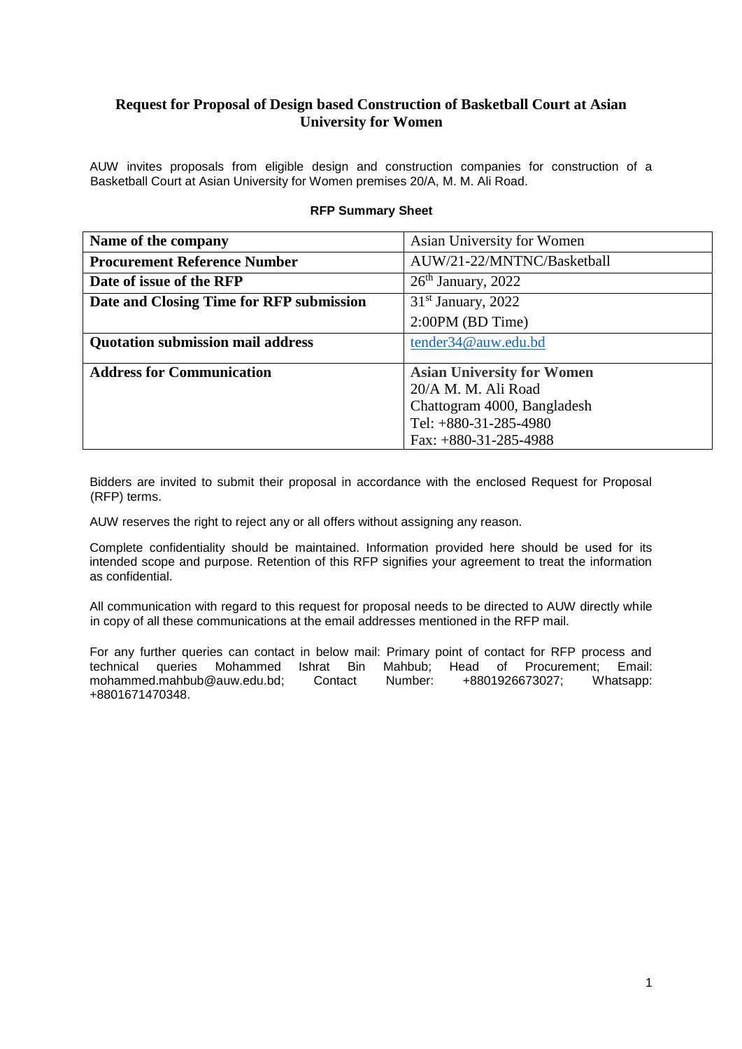# Request for Proposal of Design based Construction of Basketball Court at Asian University for Women

AUW invites proposals from eligible design and construction companies for construction of a Basketball Court at Asian University for Women premises 20/A, M. M. Ali Road.

**RFP Summary Sheet**

| | |
|---|---|
| **Name of the company** | Asian University for Women |
| **Procurement Reference Number** | AUW/21-22/MNTNC/Basketball |
| **Date of issue of the RFP** | 26th January, 2022 |
| **Date and Closing Time for RFP submission** | 31st January, 2022<br>2:00PM (BD Time) |
| **Quotation submission mail address** | tender34@auw.edu.bd |
| **Address for Communication** | **Asian University for Women**<br>20/A M. M. Ali Road<br>Chattogram 4000, Bangladesh<br>Tel: +880-31-285-4980<br>Fax: +880-31-285-4988 |

Bidders are invited to submit their proposal in accordance with the enclosed Request for Proposal (RFP) terms.

AUW reserves the right to reject any or all offers without assigning any reason.

Complete confidentiality should be maintained. Information provided here should be used for its intended scope and purpose. Retention of this RFP signifies your agreement to treat the information as confidential.

All communication with regard to this request for proposal needs to be directed to AUW directly while in copy of all these communications at the email addresses mentioned in the RFP mail.

For any further queries can contact in below mail: Primary point of contact for RFP process and technical queries Mohammed Ishrat Bin Mahbub; Head of Procurement; Email: mohammed.mahbub@auw.edu.bd; Contact Number: +8801926673027; Whatsapp: +8801671470348.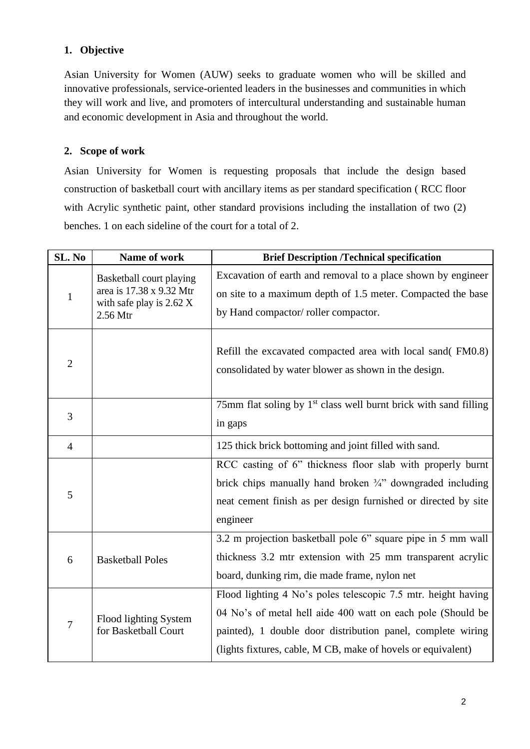## 1. Objective

Asian University for Women (AUW) seeks to graduate women who will be skilled and innovative professionals, service-oriented leaders in the businesses and communities in which they will work and live, and promoters of intercultural understanding and sustainable human and economic development in Asia and throughout the world.

## 2. Scope of work

Asian University for Women is requesting proposals that include the design based construction of basketball court with ancillary items as per standard specification ( RCC floor with Acrylic synthetic paint, other standard provisions including the installation of two (2) benches. 1 on each sideline of the court for a total of 2.

| SL. No | Name of work | Brief Description /Technical specification |
|---|---|---|
| 1 | Basketball court playing area is 17.38 x 9.32 Mtr with safe play is 2.62 X 2.56 Mtr | Excavation of earth and removal to a place shown by engineer on site to a maximum depth of 1.5 meter. Compacted the base by Hand compactor/ roller compactor. |
| 2 | | Refill the excavated compacted area with local sand( FM0.8) consolidated by water blower as shown in the design. |
| 3 | | 75mm flat soling by 1st class well burnt brick with sand filling in gaps |
| 4 | | 125 thick brick bottoming and joint filled with sand. |
| 5 | | RCC casting of 6" thickness floor slab with properly burnt brick chips manually hand broken ¾" downgraded including neat cement finish as per design furnished or directed by site engineer |
| 6 | Basketball Poles | 3.2 m projection basketball pole 6" square pipe in 5 mm wall thickness 3.2 mtr extension with 25 mm transparent acrylic board, dunking rim, die made frame, nylon net |
| 7 | Flood lighting System for Basketball Court | Flood lighting 4 No's poles telescopic 7.5 mtr. height having 04 No's of metal hell aide 400 watt on each pole (Should be painted), 1 double door distribution panel, complete wiring (lights fixtures, cable, M CB, make of hovels or equivalent) |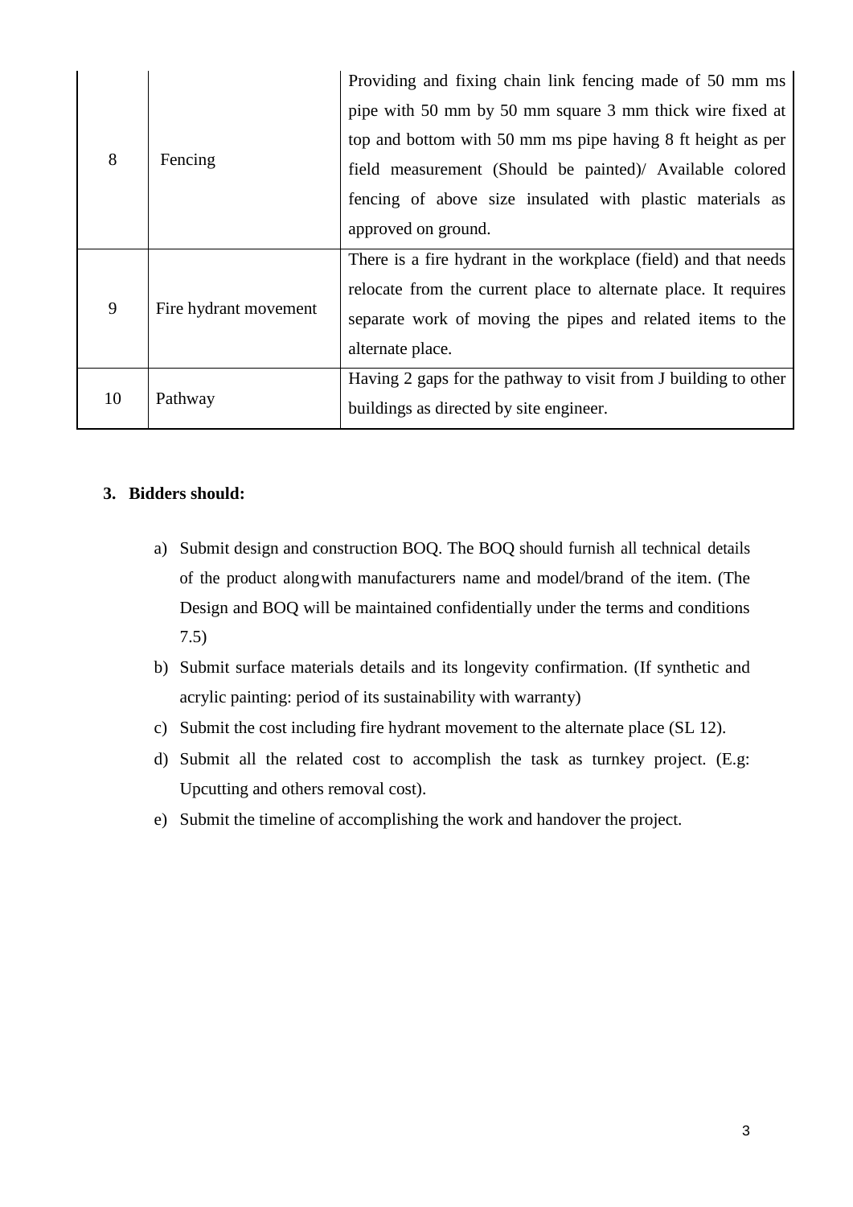| | | |
|---|---|---|
| 8 | Fencing | Providing and fixing chain link fencing made of 50 mm ms pipe with 50 mm by 50 mm square 3 mm thick wire fixed at top and bottom with 50 mm ms pipe having 8 ft height as per field measurement (Should be painted)/ Available colored fencing of above size insulated with plastic materials as approved on ground. |
| 9 | Fire hydrant movement | There is a fire hydrant in the workplace (field) and that needs relocate from the current place to alternate place. It requires separate work of moving the pipes and related items to the alternate place. |
| 10 | Pathway | Having 2 gaps for the pathway to visit from J building to other buildings as directed by site engineer. |

**3. Bidders should:**

a) Submit design and construction BOQ. The BOQ should furnish all technical details of the product alongwith manufacturers name and model/brand of the item. (The Design and BOQ will be maintained confidentially under the terms and conditions 7.5)

b) Submit surface materials details and its longevity confirmation. (If synthetic and acrylic painting: period of its sustainability with warranty)

c) Submit the cost including fire hydrant movement to the alternate place (SL 12).

d) Submit all the related cost to accomplish the task as turnkey project. (E.g: Upcutting and others removal cost).

e) Submit the timeline of accomplishing the work and handover the project.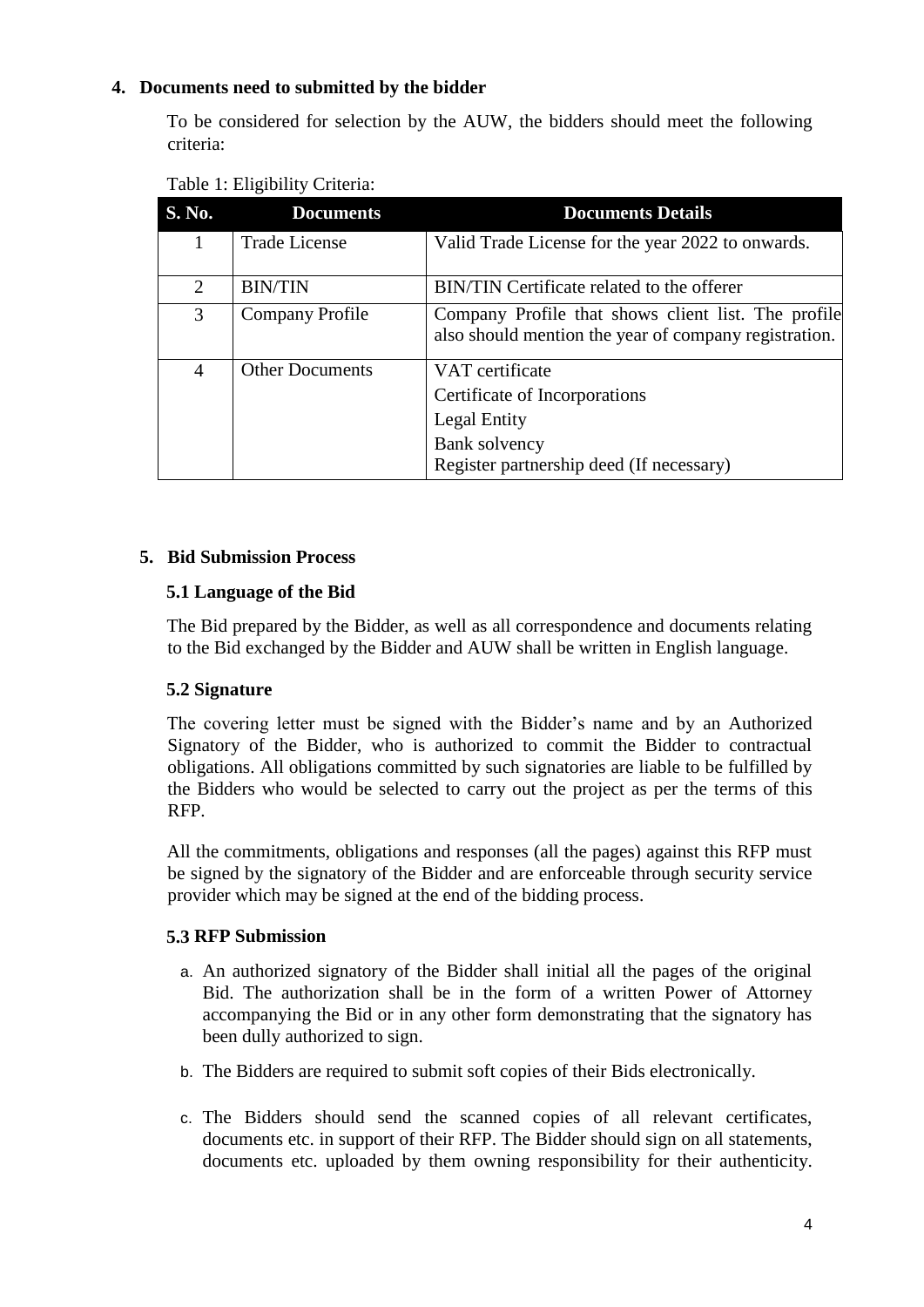## 4. Documents need to submitted by the bidder

To be considered for selection by the AUW, the bidders should meet the following criteria:

Table 1: Eligibility Criteria:

| S. No. | Documents | Documents Details |
|---|---|---|
| 1 | Trade License | Valid Trade License for the year 2022 to onwards. |
| 2 | BIN/TIN | BIN/TIN Certificate related to the offerer |
| 3 | Company Profile | Company Profile that shows client list. The profile also should mention the year of company registration. |
| 4 | Other Documents | VAT certificate<br>Certificate of Incorporations<br>Legal Entity<br>Bank solvency<br>Register partnership deed (If necessary) |

## 5. Bid Submission Process

### 5.1 Language of the Bid

The Bid prepared by the Bidder, as well as all correspondence and documents relating to the Bid exchanged by the Bidder and AUW shall be written in English language.

### 5.2 Signature

The covering letter must be signed with the Bidder's name and by an Authorized Signatory of the Bidder, who is authorized to commit the Bidder to contractual obligations. All obligations committed by such signatories are liable to be fulfilled by the Bidders who would be selected to carry out the project as per the terms of this RFP.

All the commitments, obligations and responses (all the pages) against this RFP must be signed by the signatory of the Bidder and are enforceable through security service provider which may be signed at the end of the bidding process.

### 5.3 RFP Submission

a. An authorized signatory of the Bidder shall initial all the pages of the original Bid. The authorization shall be in the form of a written Power of Attorney accompanying the Bid or in any other form demonstrating that the signatory has been dully authorized to sign.

b. The Bidders are required to submit soft copies of their Bids electronically.

c. The Bidders should send the scanned copies of all relevant certificates, documents etc. in support of their RFP. The Bidder should sign on all statements, documents etc. uploaded by them owning responsibility for their authenticity.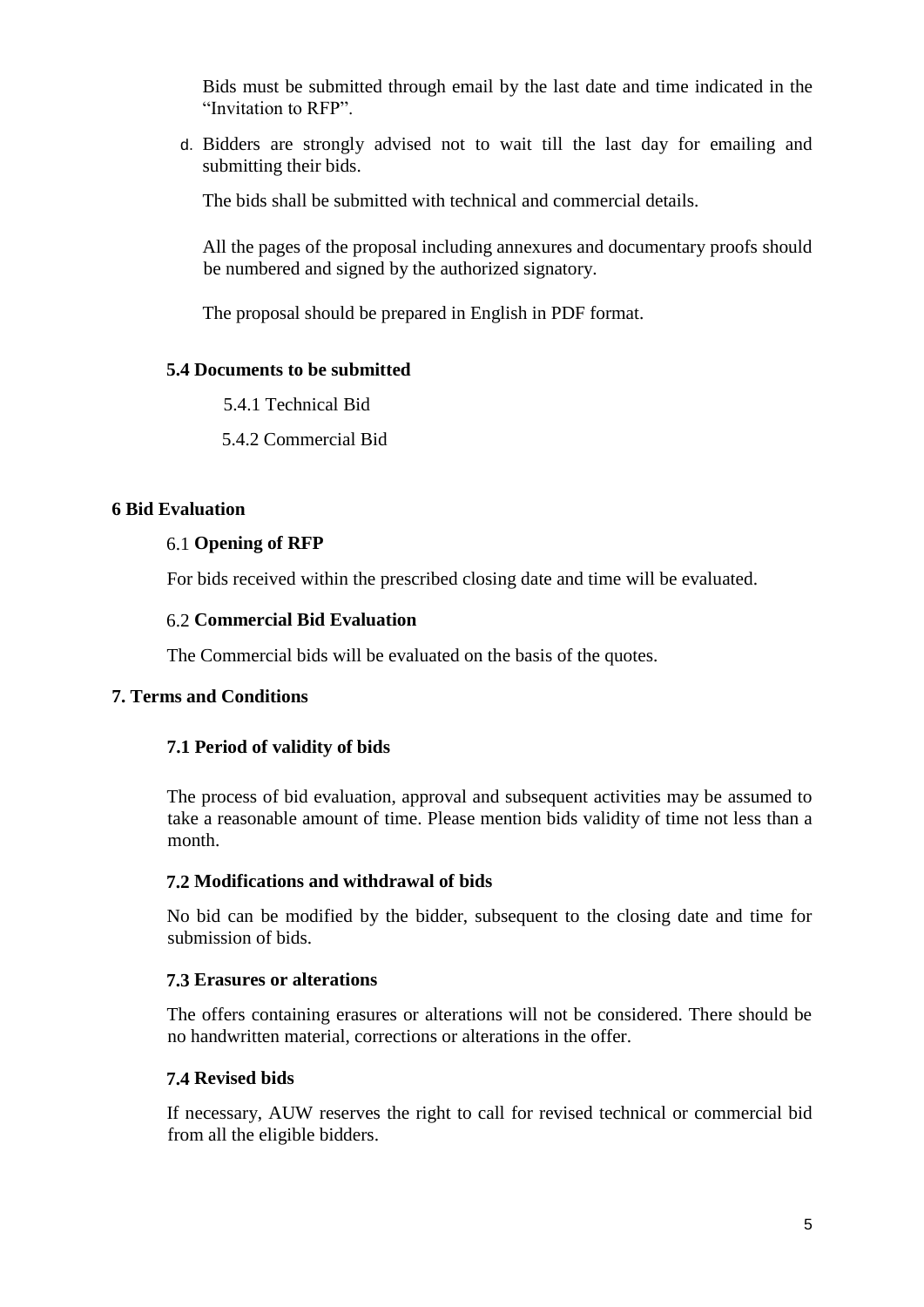Bids must be submitted through email by the last date and time indicated in the "Invitation to RFP".

d. Bidders are strongly advised not to wait till the last day for emailing and submitting their bids.

The bids shall be submitted with technical and commercial details.

All the pages of the proposal including annexures and documentary proofs should be numbered and signed by the authorized signatory.

The proposal should be prepared in English in PDF format.

### 5.4 Documents to be submitted

5.4.1 Technical Bid

5.4.2 Commercial Bid

## 6 Bid Evaluation

### 6.1 Opening of RFP

For bids received within the prescribed closing date and time will be evaluated.

### 6.2 Commercial Bid Evaluation

The Commercial bids will be evaluated on the basis of the quotes.

## 7. Terms and Conditions

### 7.1 Period of validity of bids

The process of bid evaluation, approval and subsequent activities may be assumed to take a reasonable amount of time. Please mention bids validity of time not less than a month.

### 7.2 Modifications and withdrawal of bids

No bid can be modified by the bidder, subsequent to the closing date and time for submission of bids.

### 7.3 Erasures or alterations

The offers containing erasures or alterations will not be considered. There should be no handwritten material, corrections or alterations in the offer.

### 7.4 Revised bids

If necessary, AUW reserves the right to call for revised technical or commercial bid from all the eligible bidders.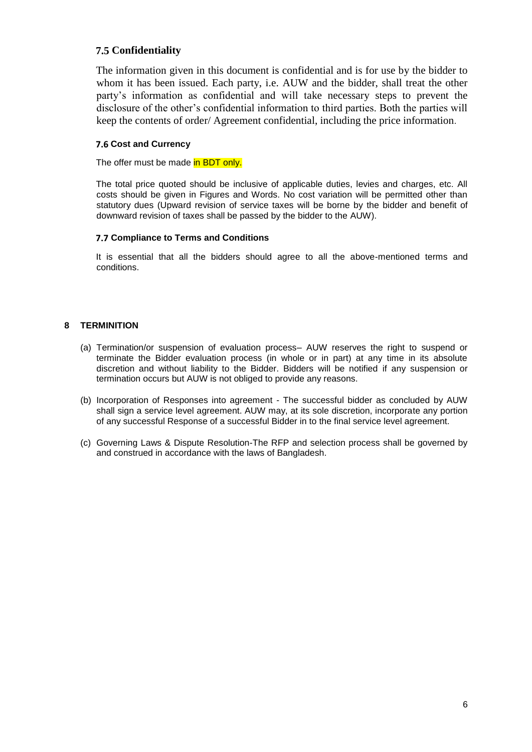### 7.5 Confidentiality

The information given in this document is confidential and is for use by the bidder to whom it has been issued. Each party, i.e. AUW and the bidder, shall treat the other party's information as confidential and will take necessary steps to prevent the disclosure of the other's confidential information to third parties. Both the parties will keep the contents of order/ Agreement confidential, including the price information.

### 7.6 Cost and Currency

The offer must be made in BDT only.

The total price quoted should be inclusive of applicable duties, levies and charges, etc. All costs should be given in Figures and Words. No cost variation will be permitted other than statutory dues (Upward revision of service taxes will be borne by the bidder and benefit of downward revision of taxes shall be passed by the bidder to the AUW).

### 7.7 Compliance to Terms and Conditions

It is essential that all the bidders should agree to all the above-mentioned terms and conditions.

## 8 TERMINITION

(a) Termination/or suspension of evaluation process– AUW reserves the right to suspend or terminate the Bidder evaluation process (in whole or in part) at any time in its absolute discretion and without liability to the Bidder. Bidders will be notified if any suspension or termination occurs but AUW is not obliged to provide any reasons.

(b) Incorporation of Responses into agreement - The successful bidder as concluded by AUW shall sign a service level agreement. AUW may, at its sole discretion, incorporate any portion of any successful Response of a successful Bidder in to the final service level agreement.

(c) Governing Laws & Dispute Resolution-The RFP and selection process shall be governed by and construed in accordance with the laws of Bangladesh.